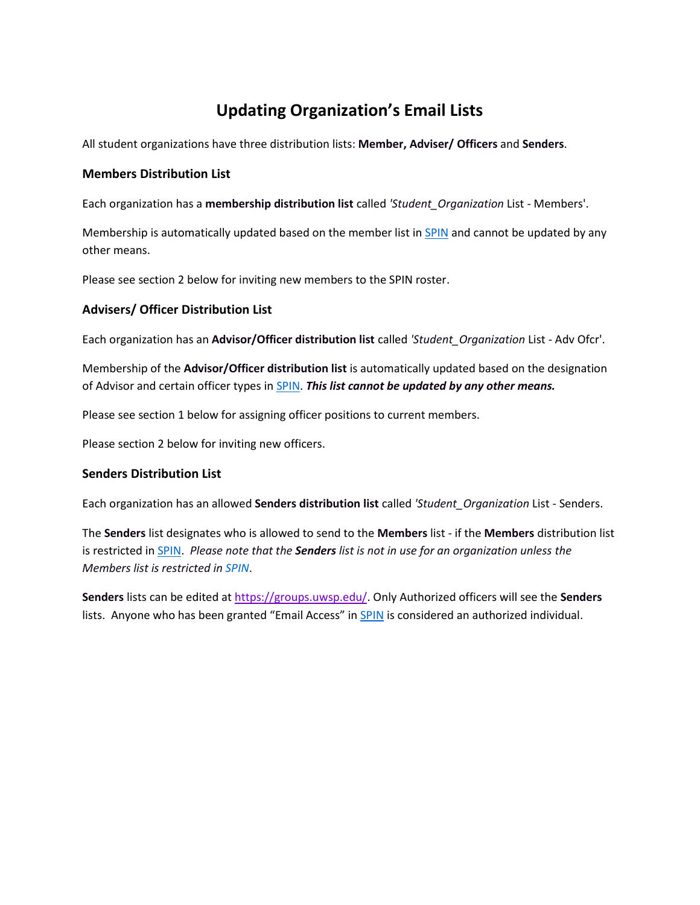# Updating Organization's Email Lists

All student organizations have three distribution lists: **Member, Adviser/ Officers** and **Senders**.

### Members Distribution List

Each organization has a **membership distribution list** called *'Student_Organization* List - Members'.

Membership is automatically updated based on the member list in SPIN and cannot be updated by any other means.

Please see section 2 below for inviting new members to the SPIN roster.

### Advisers/ Officer Distribution List

Each organization has an **Advisor/Officer distribution list** called *'Student_Organization* List - Adv Ofcr'.

Membership of the **Advisor/Officer distribution list** is automatically updated based on the designation of Advisor and certain officer types in SPIN. ***This list cannot be updated by any other means.***

Please see section 1 below for assigning officer positions to current members.

Please section 2 below for inviting new officers.

### Senders Distribution List

Each organization has an allowed **Senders distribution list** called *'Student_Organization* List - Senders.

The **Senders** list designates who is allowed to send to the **Members** list - if the **Members** distribution list is restricted in SPIN. *Please note that the* ***Senders*** *list is not in use for an organization unless the Members list is restricted in SPIN*.

**Senders** lists can be edited at https://groups.uwsp.edu/. Only Authorized officers will see the **Senders** lists. Anyone who has been granted "Email Access" in SPIN is considered an authorized individual.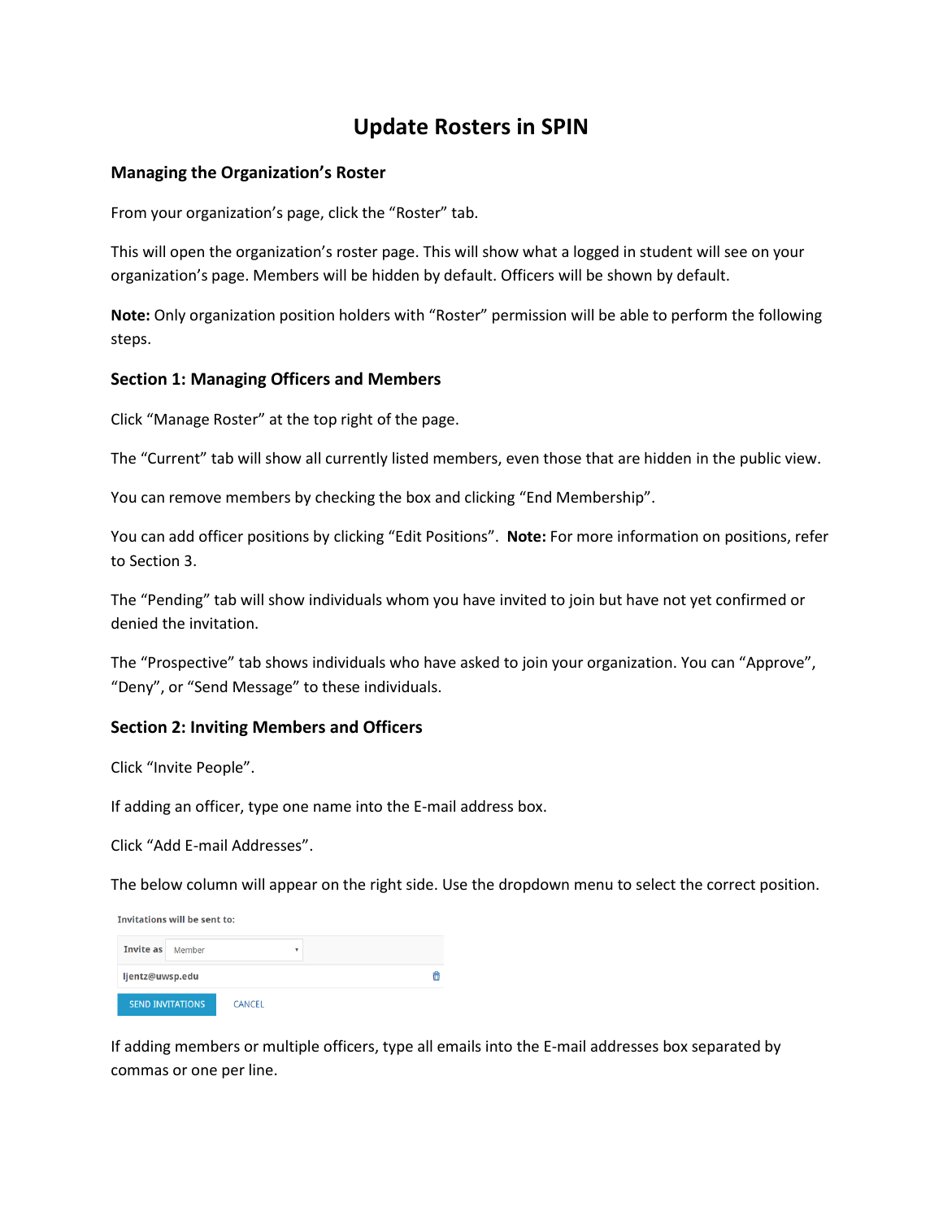# Update Rosters in SPIN

### Managing the Organization's Roster

From your organization's page, click the "Roster" tab.

This will open the organization's roster page. This will show what a logged in student will see on your organization's page. Members will be hidden by default. Officers will be shown by default.

**Note:** Only organization position holders with "Roster" permission will be able to perform the following steps.

### Section 1: Managing Officers and Members

Click "Manage Roster" at the top right of the page.

The "Current" tab will show all currently listed members, even those that are hidden in the public view.

You can remove members by checking the box and clicking "End Membership".

You can add officer positions by clicking "Edit Positions". **Note:** For more information on positions, refer to Section 3.

The "Pending" tab will show individuals whom you have invited to join but have not yet confirmed or denied the invitation.

The "Prospective" tab shows individuals who have asked to join your organization. You can "Approve", "Deny", or "Send Message" to these individuals.

### Section 2: Inviting Members and Officers

Click "Invite People".

If adding an officer, type one name into the E-mail address box.

Click "Add E-mail Addresses".

The below column will appear on the right side. Use the dropdown menu to select the correct position.

Invitations will be sent to:

Invite as: Member

ljentz@uwsp.edu

SEND INVITATIONS    CANCEL

If adding members or multiple officers, type all emails into the E-mail addresses box separated by commas or one per line.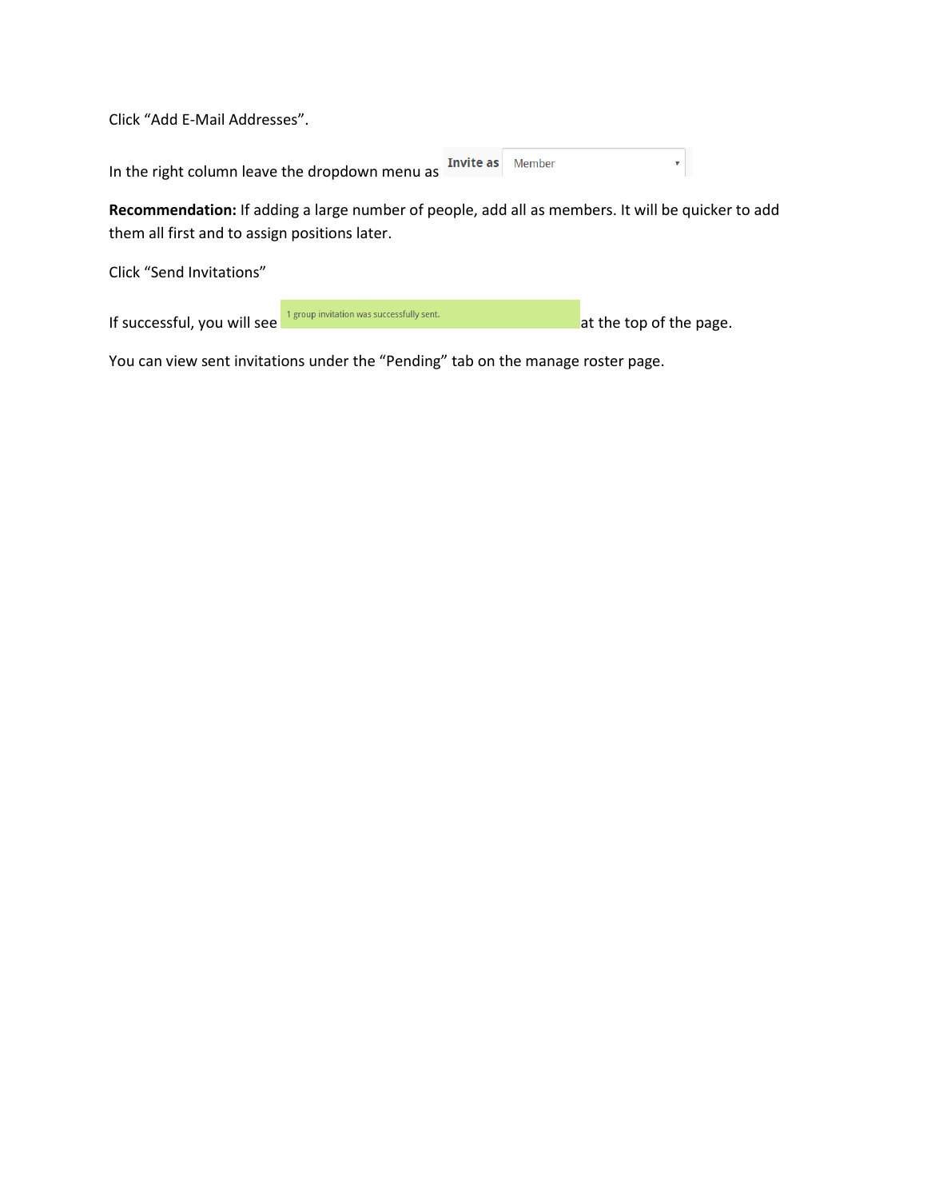Click “Add E-Mail Addresses”.

In the right column leave the dropdown menu as Invite as Member

**Recommendation:** If adding a large number of people, add all as members. It will be quicker to add them all first and to assign positions later.

Click “Send Invitations”

If successful, you will see 1 group invitation was successfully sent. at the top of the page.

You can view sent invitations under the “Pending” tab on the manage roster page.